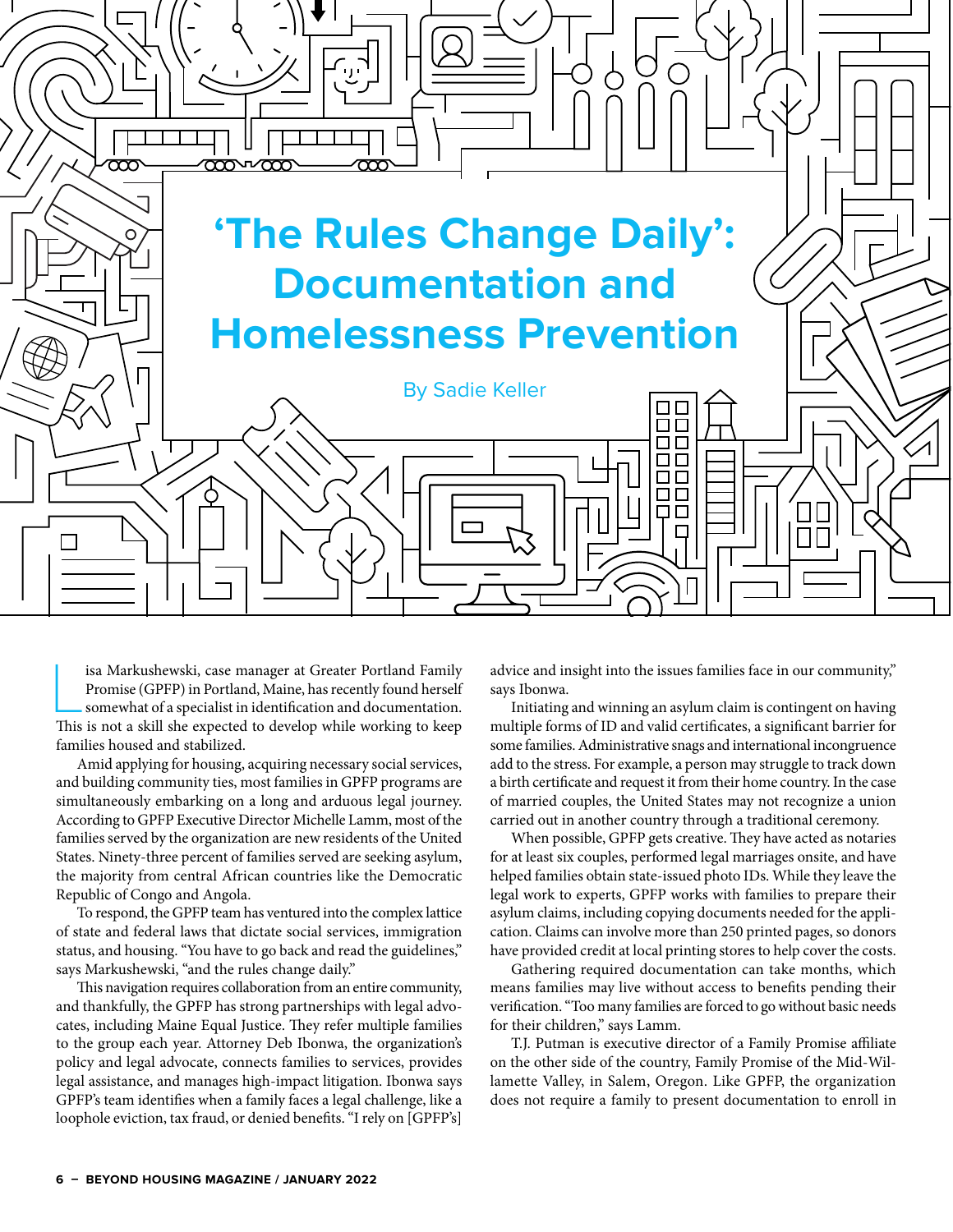# 'The Rules Change Daily': Documentation and Homelessness Prevention

By Sadie Keller

Lisa Markushewski, case manager at Greater Portland Family Promise (GPFP) in Portland, Maine, has recently found herself somewhat of a specialist in identification and documentation. This is not a skill she expected to develop while working to keep families housed and stabilized.

Amid applying for housing, acquiring necessary social services, and building community ties, most families in GPFP programs are simultaneously embarking on a long and arduous legal journey. According to GPFP Executive Director Michelle Lamm, most of the families served by the organization are new residents of the United States. Ninety-three percent of families served are seeking asylum, the majority from central African countries like the Democratic Republic of Congo and Angola.

To respond, the GPFP team has ventured into the complex lattice of state and federal laws that dictate social services, immigration status, and housing. "You have to go back and read the guidelines," says Markushewski, "and the rules change daily."

This navigation requires collaboration from an entire community, and thankfully, the GPFP has strong partnerships with legal advocates, including Maine Equal Justice. They refer multiple families to the group each year. Attorney Deb Ibonwa, the organization's policy and legal advocate, connects families to services, provides legal assistance, and manages high-impact litigation. Ibonwa says GPFP's team identifies when a family faces a legal challenge, like a loophole eviction, tax fraud, or denied benefits. "I rely on [GPFP's] advice and insight into the issues families face in our community," says Ibonwa.

Initiating and winning an asylum claim is contingent on having multiple forms of ID and valid certificates, a significant barrier for some families. Administrative snags and international incongruence add to the stress. For example, a person may struggle to track down a birth certificate and request it from their home country. In the case of married couples, the United States may not recognize a union carried out in another country through a traditional ceremony.

When possible, GPFP gets creative. They have acted as notaries for at least six couples, performed legal marriages onsite, and have helped families obtain state-issued photo IDs. While they leave the legal work to experts, GPFP works with families to prepare their asylum claims, including copying documents needed for the application. Claims can involve more than 250 printed pages, so donors have provided credit at local printing stores to help cover the costs.

Gathering required documentation can take months, which means families may live without access to benefits pending their verification. "Too many families are forced to go without basic needs for their children," says Lamm.

T.J. Putman is executive director of a Family Promise affiliate on the other side of the country, Family Promise of the Mid-Willamette Valley, in Salem, Oregon. Like GPFP, the organization does not require a family to present documentation to enroll in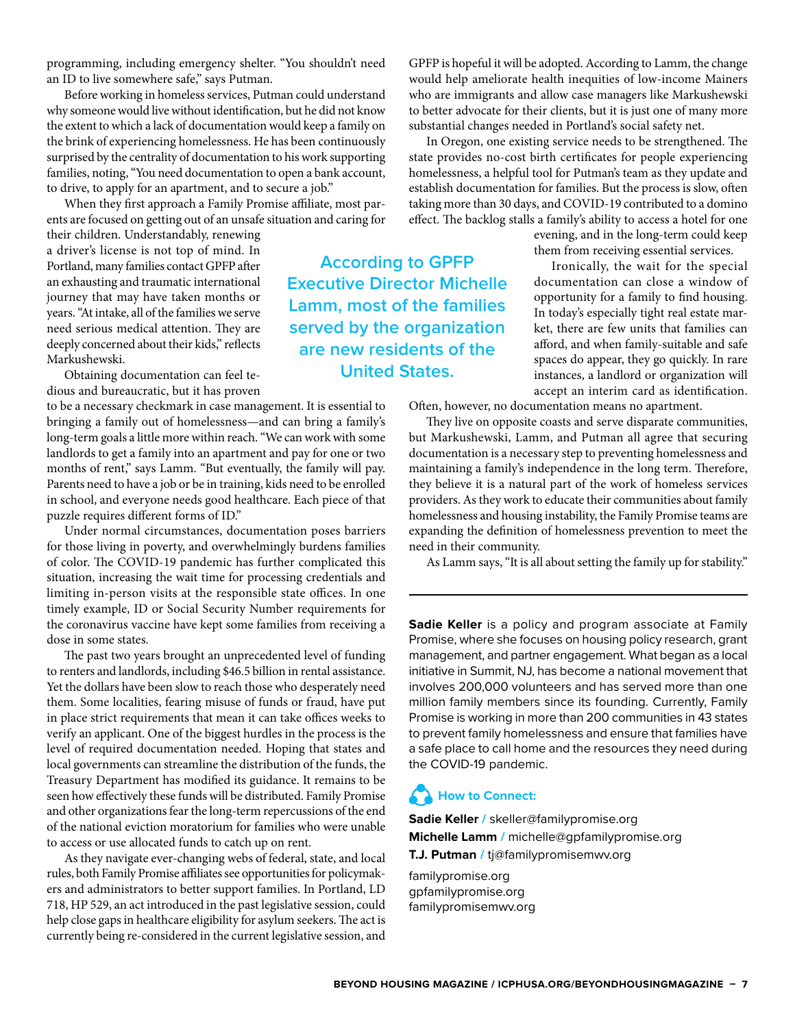programming, including emergency shelter. "You shouldn't need an ID to live somewhere safe," says Putman.

Before working in homeless services, Putman could understand why someone would live without identification, but he did not know the extent to which a lack of documentation would keep a family on the brink of experiencing homelessness. He has been continuously surprised by the centrality of documentation to his work supporting families, noting, "You need documentation to open a bank account, to drive, to apply for an apartment, and to secure a job."

When they first approach a Family Promise affiliate, most parents are focused on getting out of an unsafe situation and caring for their children. Understandably, renewing a driver's license is not top of mind. In Portland, many families contact GPFP after an exhausting and traumatic international journey that may have taken months or years. "At intake, all of the families we serve need serious medical attention. They are deeply concerned about their kids," reflects Markushewski.

> According to GPFP Executive Director Michelle Lamm, most of the families served by the organization are new residents of the United States.

Obtaining documentation can feel tedious and bureaucratic, but it has proven to be a necessary checkmark in case management. It is essential to bringing a family out of homelessness—and can bring a family's long-term goals a little more within reach. "We can work with some landlords to get a family into an apartment and pay for one or two months of rent," says Lamm. "But eventually, the family will pay. Parents need to have a job or be in training, kids need to be enrolled in school, and everyone needs good healthcare. Each piece of that puzzle requires different forms of ID."

Under normal circumstances, documentation poses barriers for those living in poverty, and overwhelmingly burdens families of color. The COVID-19 pandemic has further complicated this situation, increasing the wait time for processing credentials and limiting in-person visits at the responsible state offices. In one timely example, ID or Social Security Number requirements for the coronavirus vaccine have kept some families from receiving a dose in some states.

The past two years brought an unprecedented level of funding to renters and landlords, including $46.5 billion in rental assistance. Yet the dollars have been slow to reach those who desperately need them. Some localities, fearing misuse of funds or fraud, have put in place strict requirements that mean it can take offices weeks to verify an applicant. One of the biggest hurdles in the process is the level of required documentation needed. Hoping that states and local governments can streamline the distribution of the funds, the Treasury Department has modified its guidance. It remains to be seen how effectively these funds will be distributed. Family Promise and other organizations fear the long-term repercussions of the end of the national eviction moratorium for families who were unable to access or use allocated funds to catch up on rent.

As they navigate ever-changing webs of federal, state, and local rules, both Family Promise affiliates see opportunities for policymakers and administrators to better support families. In Portland, LD 718, HP 529, an act introduced in the past legislative session, could help close gaps in healthcare eligibility for asylum seekers. The act is currently being re-considered in the current legislative session, and GPFP is hopeful it will be adopted. According to Lamm, the change would help ameliorate health inequities of low-income Mainers who are immigrants and allow case managers like Markushewski to better advocate for their clients, but it is just one of many more substantial changes needed in Portland's social safety net.

In Oregon, one existing service needs to be strengthened. The state provides no-cost birth certificates for people experiencing homelessness, a helpful tool for Putman's team as they update and establish documentation for families. But the process is slow, often taking more than 30 days, and COVID-19 contributed to a domino effect. The backlog stalls a family's ability to access a hotel for one evening, and in the long-term could keep them from receiving essential services.

Ironically, the wait for the special documentation can close a window of opportunity for a family to find housing. In today's especially tight real estate market, there are few units that families can afford, and when family-suitable and safe spaces do appear, they go quickly. In rare instances, a landlord or organization will accept an interim card as identification. Often, however, no documentation means no apartment.

They live on opposite coasts and serve disparate communities, but Markushewski, Lamm, and Putman all agree that securing documentation is a necessary step to preventing homelessness and maintaining a family's independence in the long term. Therefore, they believe it is a natural part of the work of homeless services providers. As they work to educate their communities about family homelessness and housing instability, the Family Promise teams are expanding the definition of homelessness prevention to meet the need in their community.

As Lamm says, "It is all about setting the family up for stability."

---

**Sadie Keller** is a policy and program associate at Family Promise, where she focuses on housing policy research, grant management, and partner engagement. What began as a local initiative in Summit, NJ, has become a national movement that involves 200,000 volunteers and has served more than one million family members since its founding. Currently, Family Promise is working in more than 200 communities in 43 states to prevent family homelessness and ensure that families have a safe place to call home and the resources they need during the COVID-19 pandemic.

**How to Connect:**

**Sadie Keller** / skeller@familypromise.org
**Michelle Lamm** / michelle@gpfamilypromise.org
**T.J. Putman** / tj@familypromisemwv.org

familypromise.org
gpfamilypromise.org
familypromisemwv.org